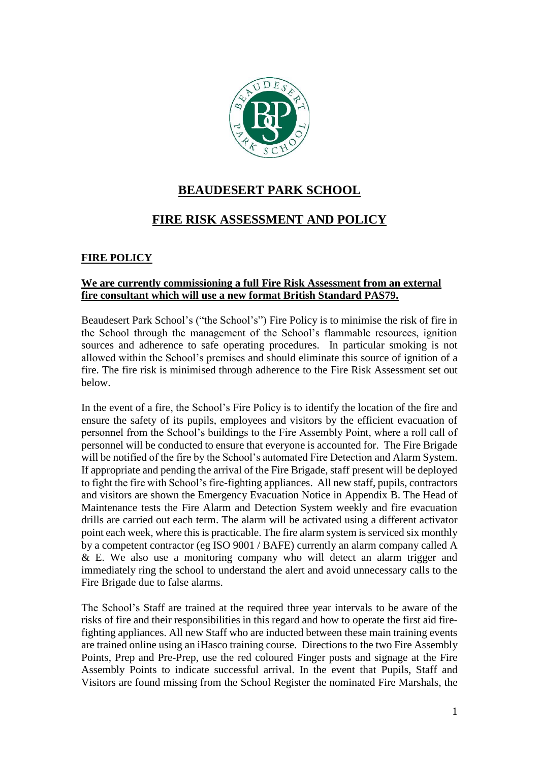# BEAUDESERT PARK SCHOOL

## FIRE RISK ASSESSMENT AND POLICY

### FIRE POLICY

**We are currently commissioning a full Fire Risk Assessment from an external fire consultant which will use a new format British Standard PAS79.**

Beaudesert Park School's ("the School's") Fire Policy is to minimise the risk of fire in the School through the management of the School's flammable resources, ignition sources and adherence to safe operating procedures. In particular smoking is not allowed within the School's premises and should eliminate this source of ignition of a fire. The fire risk is minimised through adherence to the Fire Risk Assessment set out below.

In the event of a fire, the School's Fire Policy is to identify the location of the fire and ensure the safety of its pupils, employees and visitors by the efficient evacuation of personnel from the School's buildings to the Fire Assembly Point, where a roll call of personnel will be conducted to ensure that everyone is accounted for. The Fire Brigade will be notified of the fire by the School's automated Fire Detection and Alarm System. If appropriate and pending the arrival of the Fire Brigade, staff present will be deployed to fight the fire with School's fire-fighting appliances. All new staff, pupils, contractors and visitors are shown the Emergency Evacuation Notice in Appendix B. The Head of Maintenance tests the Fire Alarm and Detection System weekly and fire evacuation drills are carried out each term. The alarm will be activated using a different activator point each week, where this is practicable. The fire alarm system is serviced six monthly by a competent contractor (eg ISO 9001 / BAFE) currently an alarm company called A & E. We also use a monitoring company who will detect an alarm trigger and immediately ring the school to understand the alert and avoid unnecessary calls to the Fire Brigade due to false alarms.

The School's Staff are trained at the required three year intervals to be aware of the risks of fire and their responsibilities in this regard and how to operate the first aid fire-fighting appliances. All new Staff who are inducted between these main training events are trained online using an iHasco training course. Directions to the two Fire Assembly Points, Prep and Pre-Prep, use the red coloured Finger posts and signage at the Fire Assembly Points to indicate successful arrival. In the event that Pupils, Staff and Visitors are found missing from the School Register the nominated Fire Marshals, the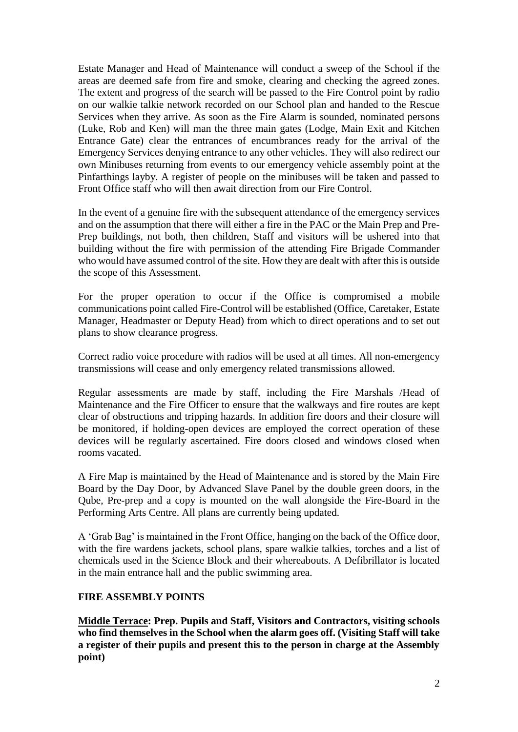Estate Manager and Head of Maintenance will conduct a sweep of the School if the areas are deemed safe from fire and smoke, clearing and checking the agreed zones. The extent and progress of the search will be passed to the Fire Control point by radio on our walkie talkie network recorded on our School plan and handed to the Rescue Services when they arrive. As soon as the Fire Alarm is sounded, nominated persons (Luke, Rob and Ken) will man the three main gates (Lodge, Main Exit and Kitchen Entrance Gate) clear the entrances of encumbrances ready for the arrival of the Emergency Services denying entrance to any other vehicles. They will also redirect our own Minibuses returning from events to our emergency vehicle assembly point at the Pinfarthings layby. A register of people on the minibuses will be taken and passed to Front Office staff who will then await direction from our Fire Control.

In the event of a genuine fire with the subsequent attendance of the emergency services and on the assumption that there will either a fire in the PAC or the Main Prep and Pre-Prep buildings, not both, then children, Staff and visitors will be ushered into that building without the fire with permission of the attending Fire Brigade Commander who would have assumed control of the site. How they are dealt with after this is outside the scope of this Assessment.

For the proper operation to occur if the Office is compromised a mobile communications point called Fire-Control will be established (Office, Caretaker, Estate Manager, Headmaster or Deputy Head) from which to direct operations and to set out plans to show clearance progress.

Correct radio voice procedure with radios will be used at all times. All non-emergency transmissions will cease and only emergency related transmissions allowed.

Regular assessments are made by staff, including the Fire Marshals /Head of Maintenance and the Fire Officer to ensure that the walkways and fire routes are kept clear of obstructions and tripping hazards. In addition fire doors and their closure will be monitored, if holding-open devices are employed the correct operation of these devices will be regularly ascertained. Fire doors closed and windows closed when rooms vacated.

A Fire Map is maintained by the Head of Maintenance and is stored by the Main Fire Board by the Day Door, by Advanced Slave Panel by the double green doors, in the Qube, Pre-prep and a copy is mounted on the wall alongside the Fire-Board in the Performing Arts Centre. All plans are currently being updated.

A 'Grab Bag' is maintained in the Front Office, hanging on the back of the Office door, with the fire wardens jackets, school plans, spare walkie talkies, torches and a list of chemicals used in the Science Block and their whereabouts. A Defibrillator is located in the main entrance hall and the public swimming area.

**FIRE ASSEMBLY POINTS**

**Middle Terrace: Prep. Pupils and Staff, Visitors and Contractors, visiting schools who find themselves in the School when the alarm goes off. (Visiting Staff will take a register of their pupils and present this to the person in charge at the Assembly point)**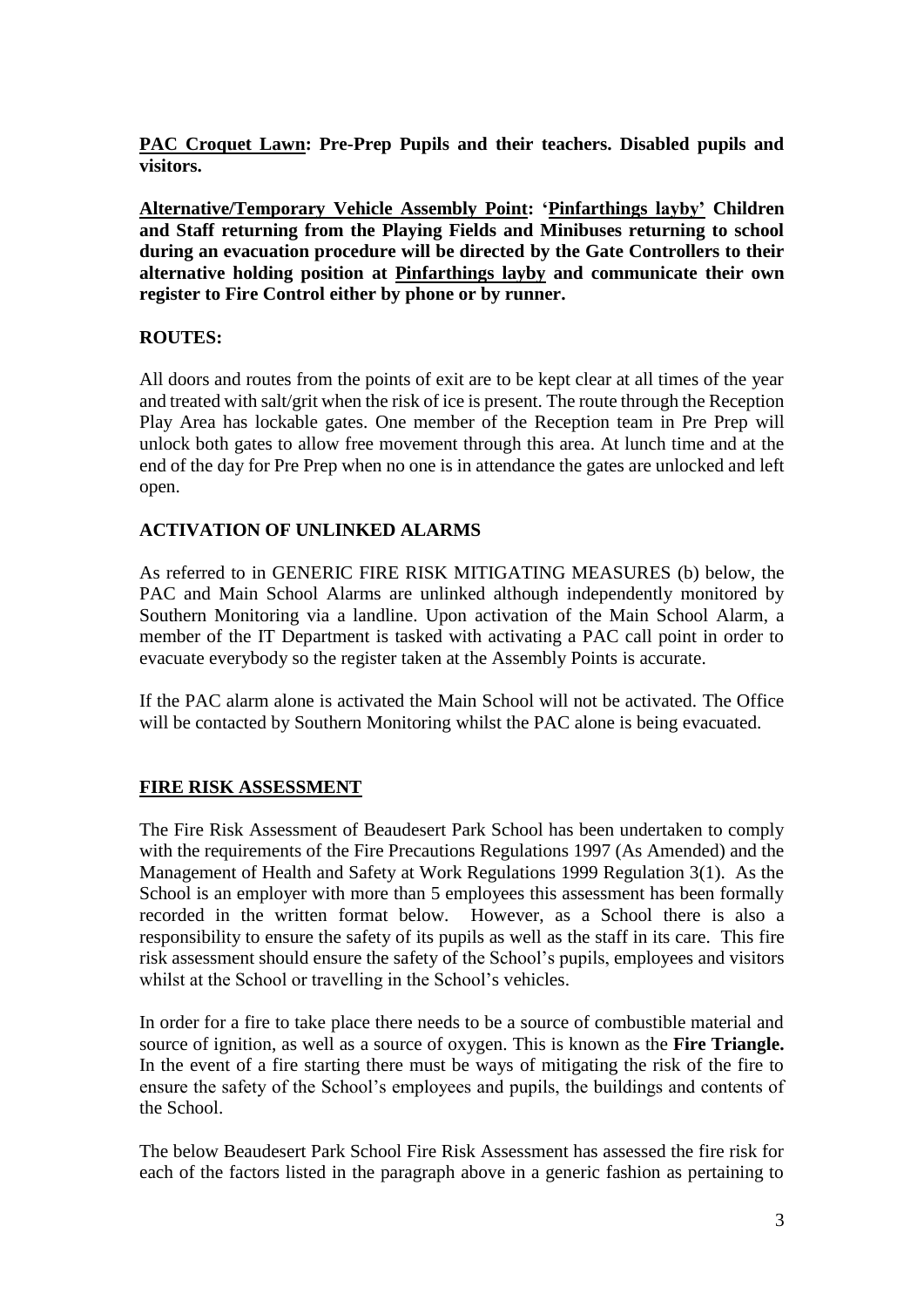**<u>PAC Croquet Lawn</u>: Pre-Prep Pupils and their teachers. Disabled pupils and visitors.**

**<u>Alternative/Temporary Vehicle Assembly Point</u>: '<u>Pinfarthings layby</u>' Children and Staff returning from the Playing Fields and Minibuses returning to school during an evacuation procedure will be directed by the Gate Controllers to their alternative holding position at <u>Pinfarthings layby</u> and communicate their own register to Fire Control either by phone or by runner.**

**ROUTES:**

All doors and routes from the points of exit are to be kept clear at all times of the year and treated with salt/grit when the risk of ice is present. The route through the Reception Play Area has lockable gates. One member of the Reception team in Pre Prep will unlock both gates to allow free movement through this area. At lunch time and at the end of the day for Pre Prep when no one is in attendance the gates are unlocked and left open.

**ACTIVATION OF UNLINKED ALARMS**

As referred to in GENERIC FIRE RISK MITIGATING MEASURES (b) below, the PAC and Main School Alarms are unlinked although independently monitored by Southern Monitoring via a landline. Upon activation of the Main School Alarm, a member of the IT Department is tasked with activating a PAC call point in order to evacuate everybody so the register taken at the Assembly Points is accurate.

If the PAC alarm alone is activated the Main School will not be activated. The Office will be contacted by Southern Monitoring whilst the PAC alone is being evacuated.

## <u>FIRE RISK ASSESSMENT</u>

The Fire Risk Assessment of Beaudesert Park School has been undertaken to comply with the requirements of the Fire Precautions Regulations 1997 (As Amended) and the Management of Health and Safety at Work Regulations 1999 Regulation 3(1). As the School is an employer with more than 5 employees this assessment has been formally recorded in the written format below. However, as a School there is also a responsibility to ensure the safety of its pupils as well as the staff in its care. This fire risk assessment should ensure the safety of the School's pupils, employees and visitors whilst at the School or travelling in the School's vehicles.

In order for a fire to take place there needs to be a source of combustible material and source of ignition, as well as a source of oxygen. This is known as the **Fire Triangle.** In the event of a fire starting there must be ways of mitigating the risk of the fire to ensure the safety of the School's employees and pupils, the buildings and contents of the School.

The below Beaudesert Park School Fire Risk Assessment has assessed the fire risk for each of the factors listed in the paragraph above in a generic fashion as pertaining to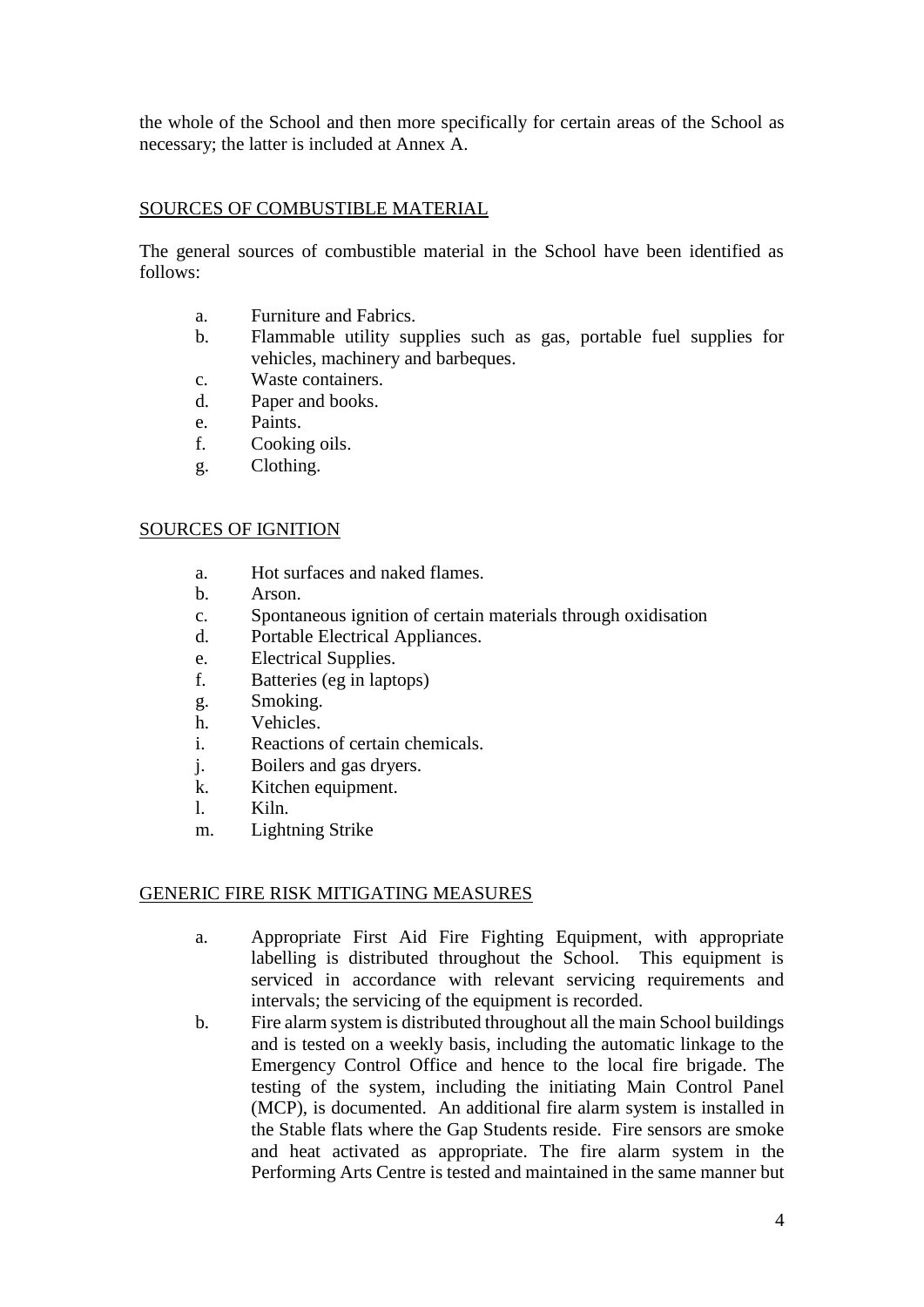the whole of the School and then more specifically for certain areas of the School as necessary; the latter is included at Annex A.

## SOURCES OF COMBUSTIBLE MATERIAL

The general sources of combustible material in the School have been identified as follows:

a. Furniture and Fabrics.
b. Flammable utility supplies such as gas, portable fuel supplies for vehicles, machinery and barbeques.
c. Waste containers.
d. Paper and books.
e. Paints.
f. Cooking oils.
g. Clothing.

## SOURCES OF IGNITION

a. Hot surfaces and naked flames.
b. Arson.
c. Spontaneous ignition of certain materials through oxidisation
d. Portable Electrical Appliances.
e. Electrical Supplies.
f. Batteries (eg in laptops)
g. Smoking.
h. Vehicles.
i. Reactions of certain chemicals.
j. Boilers and gas dryers.
k. Kitchen equipment.
l. Kiln.
m. Lightning Strike

## GENERIC FIRE RISK MITIGATING MEASURES

a. Appropriate First Aid Fire Fighting Equipment, with appropriate labelling is distributed throughout the School. This equipment is serviced in accordance with relevant servicing requirements and intervals; the servicing of the equipment is recorded.
b. Fire alarm system is distributed throughout all the main School buildings and is tested on a weekly basis, including the automatic linkage to the Emergency Control Office and hence to the local fire brigade. The testing of the system, including the initiating Main Control Panel (MCP), is documented. An additional fire alarm system is installed in the Stable flats where the Gap Students reside. Fire sensors are smoke and heat activated as appropriate. The fire alarm system in the Performing Arts Centre is tested and maintained in the same manner but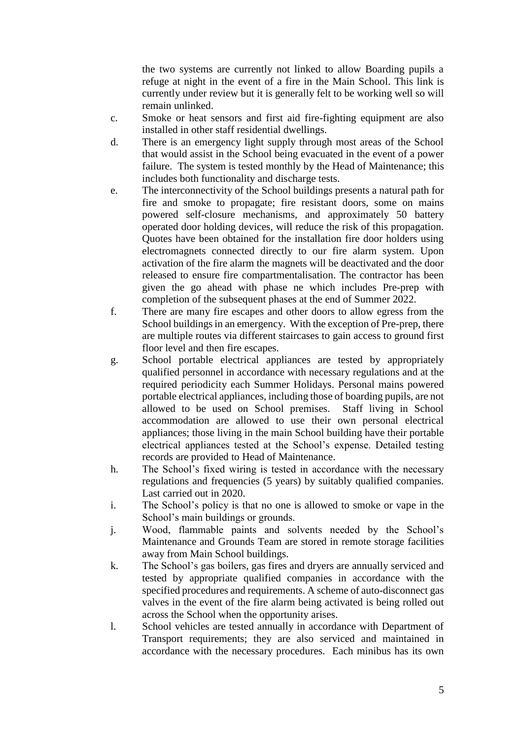the two systems are currently not linked to allow Boarding pupils a refuge at night in the event of a fire in the Main School. This link is currently under review but it is generally felt to be working well so will remain unlinked.

c. Smoke or heat sensors and first aid fire-fighting equipment are also installed in other staff residential dwellings.

d. There is an emergency light supply through most areas of the School that would assist in the School being evacuated in the event of a power failure. The system is tested monthly by the Head of Maintenance; this includes both functionality and discharge tests.

e. The interconnectivity of the School buildings presents a natural path for fire and smoke to propagate; fire resistant doors, some on mains powered self-closure mechanisms, and approximately 50 battery operated door holding devices, will reduce the risk of this propagation. Quotes have been obtained for the installation fire door holders using electromagnets connected directly to our fire alarm system. Upon activation of the fire alarm the magnets will be deactivated and the door released to ensure fire compartmentalisation. The contractor has been given the go ahead with phase ne which includes Pre-prep with completion of the subsequent phases at the end of Summer 2022.

f. There are many fire escapes and other doors to allow egress from the School buildings in an emergency. With the exception of Pre-prep, there are multiple routes via different staircases to gain access to ground first floor level and then fire escapes.

g. School portable electrical appliances are tested by appropriately qualified personnel in accordance with necessary regulations and at the required periodicity each Summer Holidays. Personal mains powered portable electrical appliances, including those of boarding pupils, are not allowed to be used on School premises. Staff living in School accommodation are allowed to use their own personal electrical appliances; those living in the main School building have their portable electrical appliances tested at the School's expense. Detailed testing records are provided to Head of Maintenance.

h. The School's fixed wiring is tested in accordance with the necessary regulations and frequencies (5 years) by suitably qualified companies. Last carried out in 2020.

i. The School's policy is that no one is allowed to smoke or vape in the School's main buildings or grounds.

j. Wood, flammable paints and solvents needed by the School's Maintenance and Grounds Team are stored in remote storage facilities away from Main School buildings.

k. The School's gas boilers, gas fires and dryers are annually serviced and tested by appropriate qualified companies in accordance with the specified procedures and requirements. A scheme of auto-disconnect gas valves in the event of the fire alarm being activated is being rolled out across the School when the opportunity arises.

l. School vehicles are tested annually in accordance with Department of Transport requirements; they are also serviced and maintained in accordance with the necessary procedures. Each minibus has its own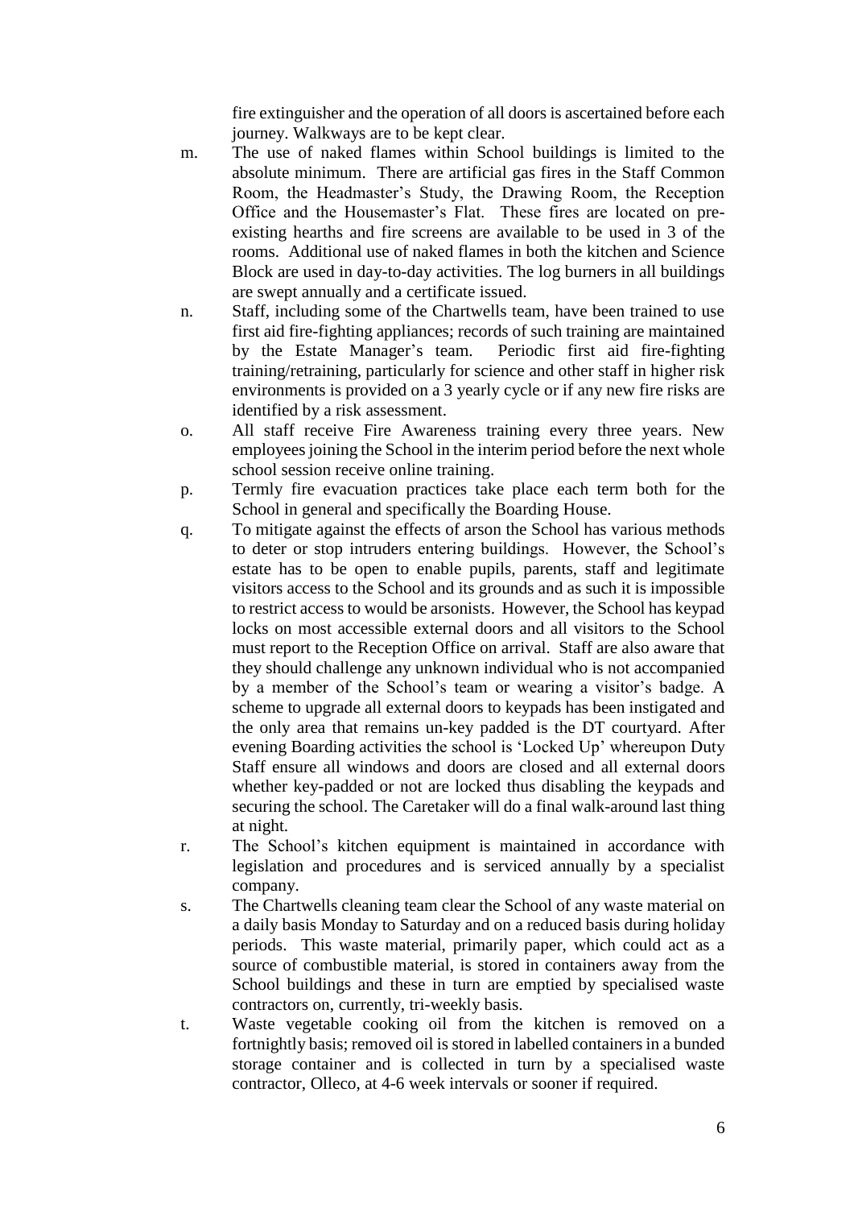fire extinguisher and the operation of all doors is ascertained before each journey. Walkways are to be kept clear.

m. The use of naked flames within School buildings is limited to the absolute minimum. There are artificial gas fires in the Staff Common Room, the Headmaster's Study, the Drawing Room, the Reception Office and the Housemaster's Flat. These fires are located on pre-existing hearths and fire screens are available to be used in 3 of the rooms. Additional use of naked flames in both the kitchen and Science Block are used in day-to-day activities. The log burners in all buildings are swept annually and a certificate issued.

n. Staff, including some of the Chartwells team, have been trained to use first aid fire-fighting appliances; records of such training are maintained by the Estate Manager's team. Periodic first aid fire-fighting training/retraining, particularly for science and other staff in higher risk environments is provided on a 3 yearly cycle or if any new fire risks are identified by a risk assessment.

o. All staff receive Fire Awareness training every three years. New employees joining the School in the interim period before the next whole school session receive online training.

p. Termly fire evacuation practices take place each term both for the School in general and specifically the Boarding House.

q. To mitigate against the effects of arson the School has various methods to deter or stop intruders entering buildings. However, the School's estate has to be open to enable pupils, parents, staff and legitimate visitors access to the School and its grounds and as such it is impossible to restrict access to would be arsonists. However, the School has keypad locks on most accessible external doors and all visitors to the School must report to the Reception Office on arrival. Staff are also aware that they should challenge any unknown individual who is not accompanied by a member of the School's team or wearing a visitor's badge. A scheme to upgrade all external doors to keypads has been instigated and the only area that remains un-key padded is the DT courtyard. After evening Boarding activities the school is 'Locked Up' whereupon Duty Staff ensure all windows and doors are closed and all external doors whether key-padded or not are locked thus disabling the keypads and securing the school. The Caretaker will do a final walk-around last thing at night.

r. The School's kitchen equipment is maintained in accordance with legislation and procedures and is serviced annually by a specialist company.

s. The Chartwells cleaning team clear the School of any waste material on a daily basis Monday to Saturday and on a reduced basis during holiday periods. This waste material, primarily paper, which could act as a source of combustible material, is stored in containers away from the School buildings and these in turn are emptied by specialised waste contractors on, currently, tri-weekly basis.

t. Waste vegetable cooking oil from the kitchen is removed on a fortnightly basis; removed oil is stored in labelled containers in a bunded storage container and is collected in turn by a specialised waste contractor, Olleco, at 4-6 week intervals or sooner if required.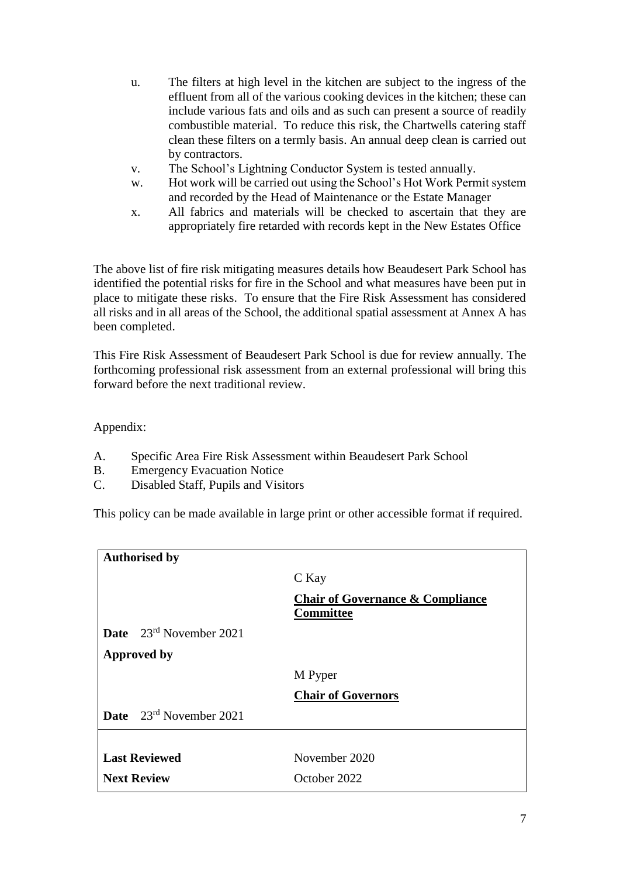u. The filters at high level in the kitchen are subject to the ingress of the effluent from all of the various cooking devices in the kitchen; these can include various fats and oils and as such can present a source of readily combustible material. To reduce this risk, the Chartwells catering staff clean these filters on a termly basis. An annual deep clean is carried out by contractors.

v. The School's Lightning Conductor System is tested annually.

w. Hot work will be carried out using the School's Hot Work Permit system and recorded by the Head of Maintenance or the Estate Manager

x. All fabrics and materials will be checked to ascertain that they are appropriately fire retarded with records kept in the New Estates Office

The above list of fire risk mitigating measures details how Beaudesert Park School has identified the potential risks for fire in the School and what measures have been put in place to mitigate these risks. To ensure that the Fire Risk Assessment has considered all risks and in all areas of the School, the additional spatial assessment at Annex A has been completed.

This Fire Risk Assessment of Beaudesert Park School is due for review annually. The forthcoming professional risk assessment from an external professional will bring this forward before the next traditional review.

Appendix:

A. Specific Area Fire Risk Assessment within Beaudesert Park School
B. Emergency Evacuation Notice
C. Disabled Staff, Pupils and Visitors

This policy can be made available in large print or other accessible format if required.

| **Authorised by** | |
|---|---|
| | C Kay |
| | **Chair of Governance & Compliance Committee** |
| **Date** 23rd November 2021 | |
| **Approved by** | |
| | M Pyper |
| | **Chair of Governors** |
| **Date** 23rd November 2021 | |
| | |
| **Last Reviewed** | November 2020 |
| **Next Review** | October 2022 |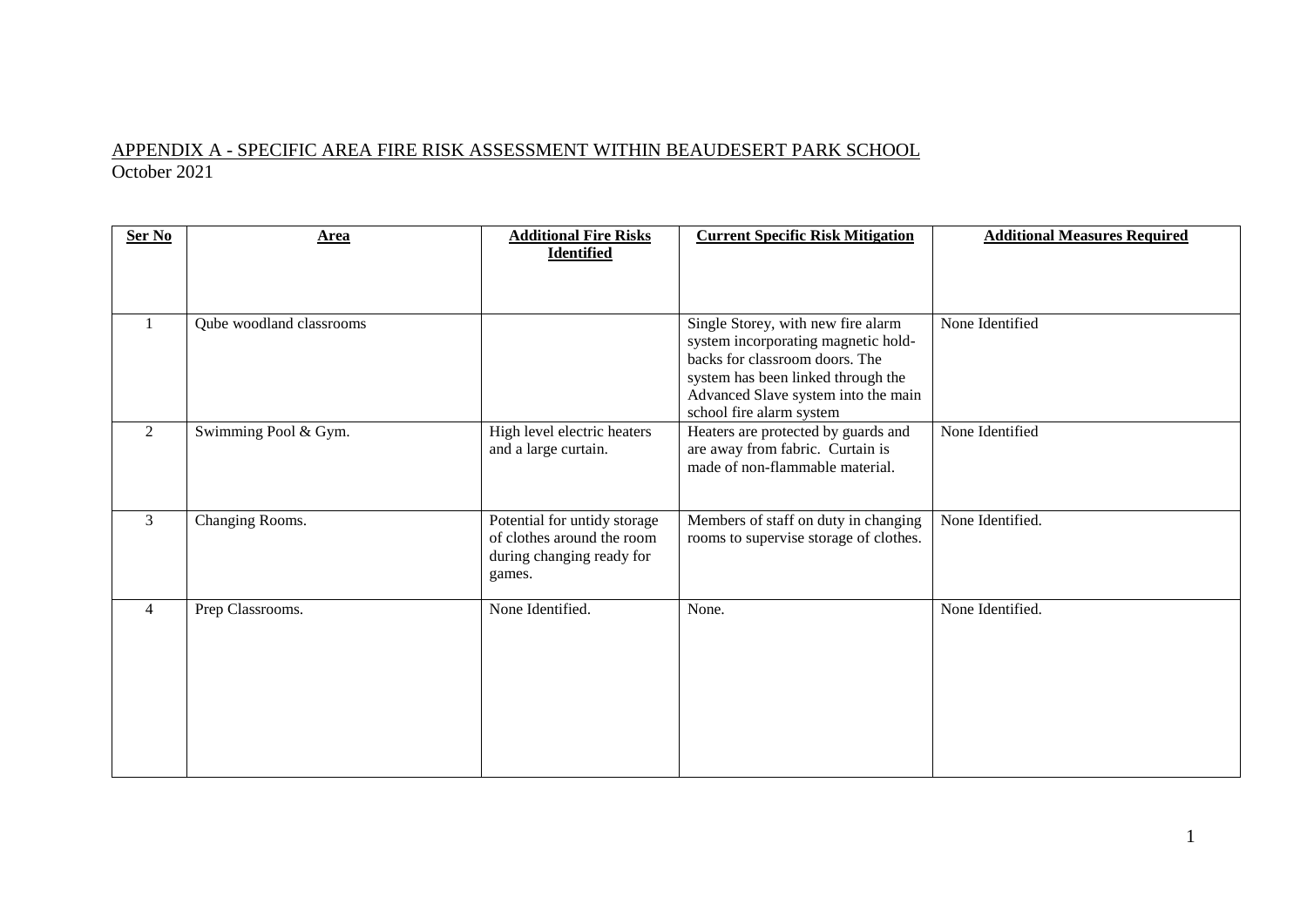APPENDIX A - SPECIFIC AREA FIRE RISK ASSESSMENT WITHIN BEAUDESERT PARK SCHOOL
October 2021

| Ser No | Area | Additional Fire Risks Identified | Current Specific Risk Mitigation | Additional Measures Required |
|---|---|---|---|---|
| 1 | Qube woodland classrooms | | Single Storey, with new fire alarm system incorporating magnetic hold-backs for classroom doors. The system has been linked through the Advanced Slave system into the main school fire alarm system | None Identified |
| 2 | Swimming Pool & Gym. | High level electric heaters and a large curtain. | Heaters are protected by guards and are away from fabric. Curtain is made of non-flammable material. | None Identified |
| 3 | Changing Rooms. | Potential for untidy storage of clothes around the room during changing ready for games. | Members of staff on duty in changing rooms to supervise storage of clothes. | None Identified. |
| 4 | Prep Classrooms. | None Identified. | None. | None Identified. |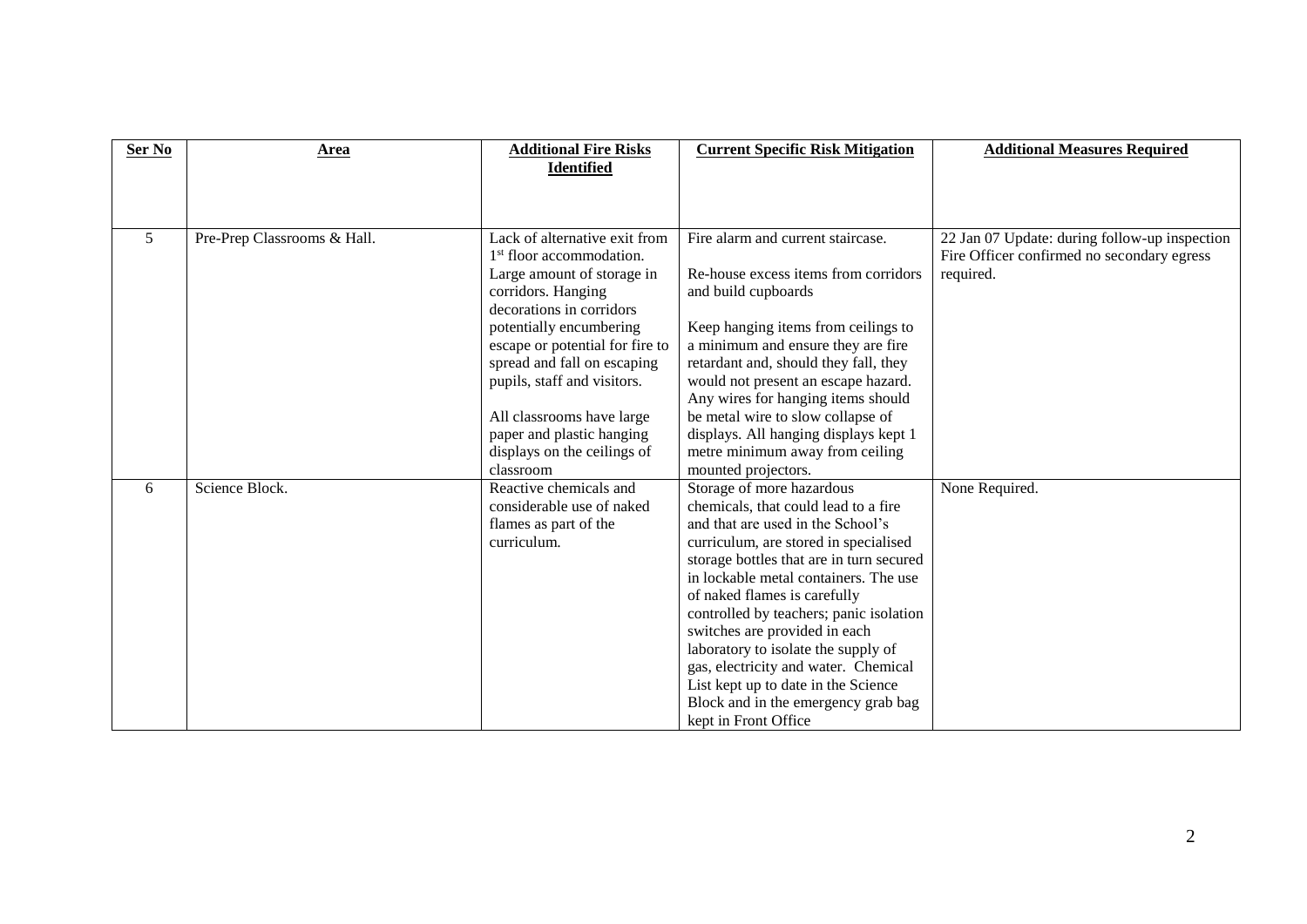| Ser No | Area | Additional Fire Risks Identified | Current Specific Risk Mitigation | Additional Measures Required |
|---|---|---|---|---|
| 5 | Pre-Prep Classrooms & Hall. | Lack of alternative exit from 1st floor accommodation. Large amount of storage in corridors. Hanging decorations in corridors potentially encumbering escape or potential for fire to spread and fall on escaping pupils, staff and visitors.<br><br>All classrooms have large paper and plastic hanging displays on the ceilings of classroom | Fire alarm and current staircase.<br><br>Re-house excess items from corridors and build cupboards<br><br>Keep hanging items from ceilings to a minimum and ensure they are fire retardant and, should they fall, they would not present an escape hazard. Any wires for hanging items should be metal wire to slow collapse of displays. All hanging displays kept 1 metre minimum away from ceiling mounted projectors. | 22 Jan 07 Update: during follow-up inspection Fire Officer confirmed no secondary egress required. |
| 6 | Science Block. | Reactive chemicals and considerable use of naked flames as part of the curriculum. | Storage of more hazardous chemicals, that could lead to a fire and that are used in the School's curriculum, are stored in specialised storage bottles that are in turn secured in lockable metal containers. The use of naked flames is carefully controlled by teachers; panic isolation switches are provided in each laboratory to isolate the supply of gas, electricity and water. Chemical List kept up to date in the Science Block and in the emergency grab bag kept in Front Office | None Required. |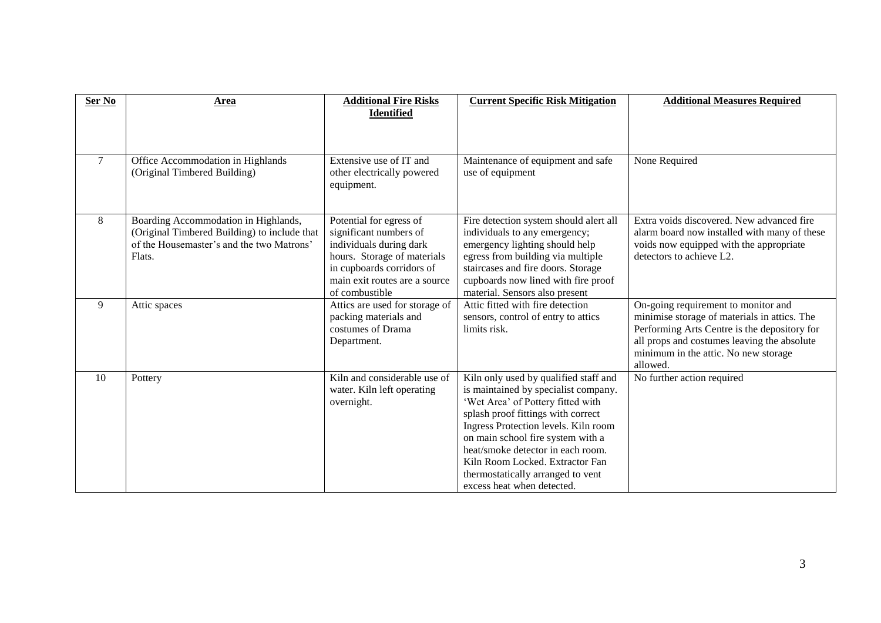| Ser No | Area | Additional Fire Risks Identified | Current Specific Risk Mitigation | Additional Measures Required |
|---|---|---|---|---|
| 7 | Office Accommodation in Highlands (Original Timbered Building) | Extensive use of IT and other electrically powered equipment. | Maintenance of equipment and safe use of equipment | None Required |
| 8 | Boarding Accommodation in Highlands, (Original Timbered Building) to include that of the Housemaster's and the two Matrons' Flats. | Potential for egress of significant numbers of individuals during dark hours. Storage of materials in cupboards corridors of main exit routes are a source of combustible | Fire detection system should alert all individuals to any emergency; emergency lighting should help egress from building via multiple staircases and fire doors. Storage cupboards now lined with fire proof material. Sensors also present | Extra voids discovered. New advanced fire alarm board now installed with many of these voids now equipped with the appropriate detectors to achieve L2. |
| 9 | Attic spaces | Attics are used for storage of packing materials and costumes of Drama Department. | Attic fitted with fire detection sensors, control of entry to attics limits risk. | On-going requirement to monitor and minimise storage of materials in attics. The Performing Arts Centre is the depository for all props and costumes leaving the absolute minimum in the attic. No new storage allowed. |
| 10 | Pottery | Kiln and considerable use of water. Kiln left operating overnight. | Kiln only used by qualified staff and is maintained by specialist company. 'Wet Area' of Pottery fitted with splash proof fittings with correct Ingress Protection levels. Kiln room on main school fire system with a heat/smoke detector in each room. Kiln Room Locked. Extractor Fan thermostatically arranged to vent excess heat when detected. | No further action required |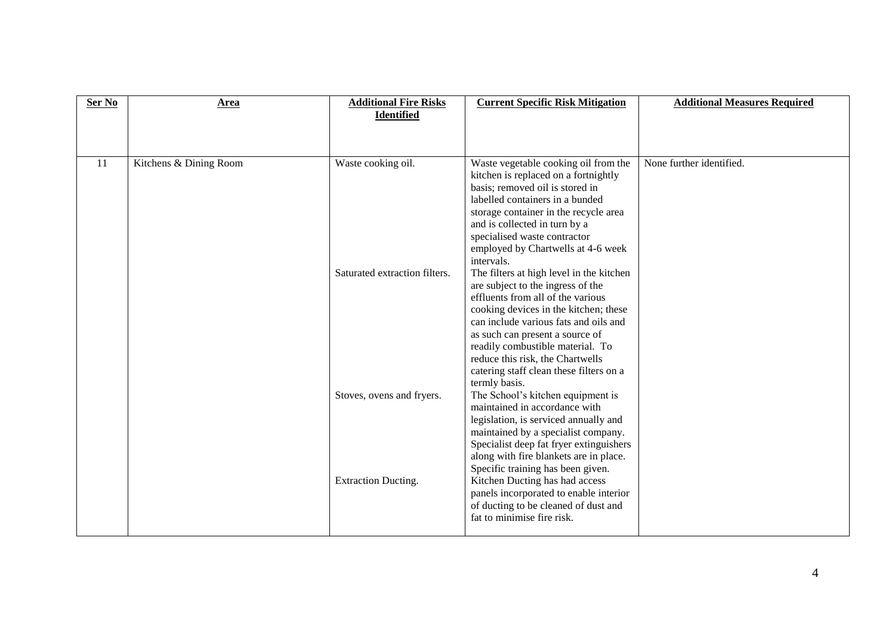| Ser No | Area | Additional Fire Risks Identified | Current Specific Risk Mitigation | Additional Measures Required |
|---|---|---|---|---|
| 11 | Kitchens & Dining Room | Waste cooking oil. | Waste vegetable cooking oil from the kitchen is replaced on a fortnightly basis; removed oil is stored in labelled containers in a bunded storage container in the recycle area and is collected in turn by a specialised waste contractor employed by Chartwells at 4-6 week intervals. | None further identified. |
| | | Saturated extraction filters. | The filters at high level in the kitchen are subject to the ingress of the effluents from all of the various cooking devices in the kitchen; these can include various fats and oils and as such can present a source of readily combustible material. To reduce this risk, the Chartwells catering staff clean these filters on a termly basis. | |
| | | Stoves, ovens and fryers. | The School's kitchen equipment is maintained in accordance with legislation, is serviced annually and maintained by a specialist company. Specialist deep fat fryer extinguishers along with fire blankets are in place. Specific training has been given. | |
| | | Extraction Ducting. | Kitchen Ducting has had access panels incorporated to enable interior of ducting to be cleaned of dust and fat to minimise fire risk. | |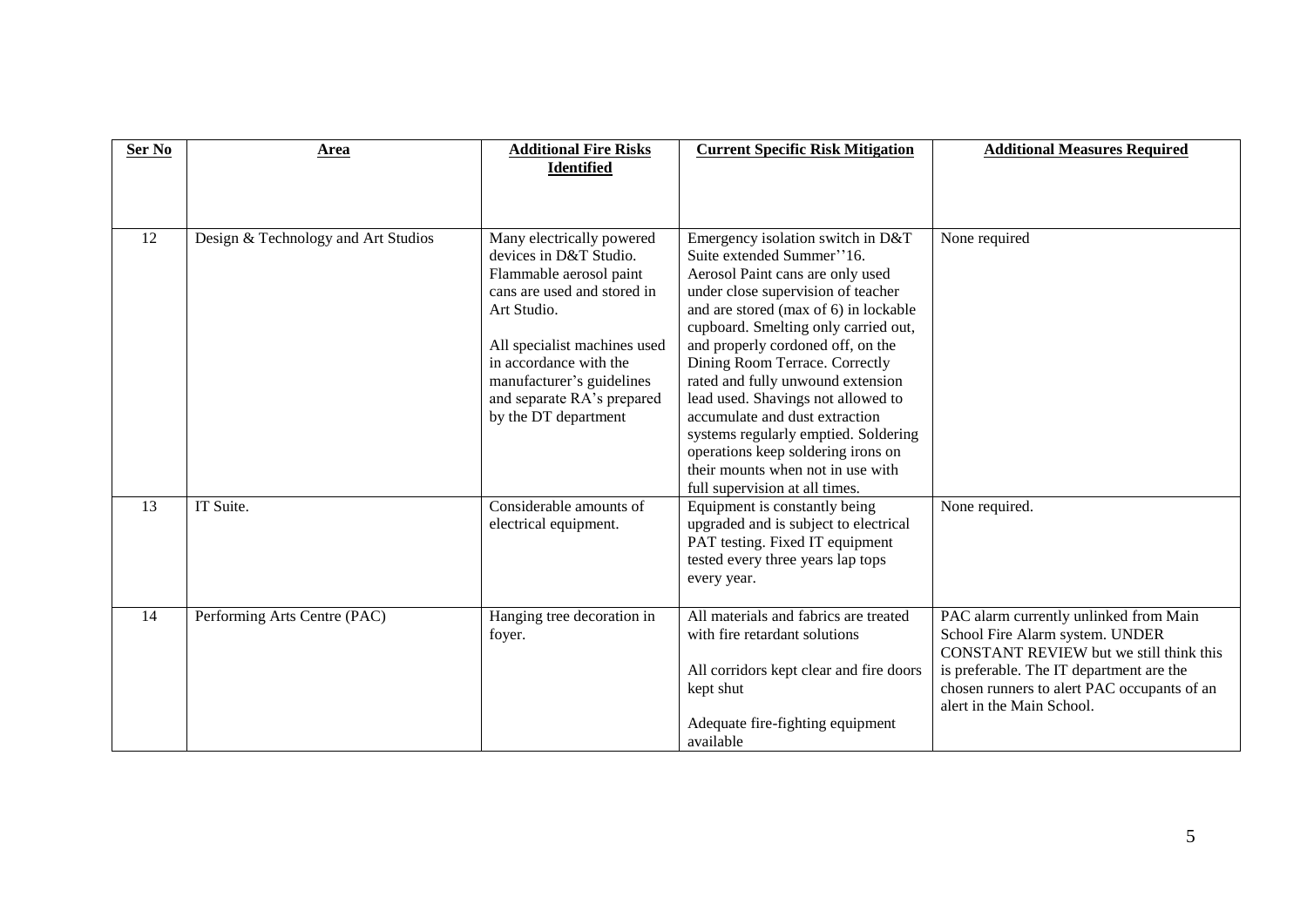| Ser No | Area | Additional Fire Risks Identified | Current Specific Risk Mitigation | Additional Measures Required |
|---|---|---|---|---|
| 12 | Design & Technology and Art Studios | Many electrically powered devices in D&T Studio. Flammable aerosol paint cans are used and stored in Art Studio.<br><br>All specialist machines used in accordance with the manufacturer's guidelines and separate RA's prepared by the DT department | Emergency isolation switch in D&T Suite extended Summer''16. Aerosol Paint cans are only used under close supervision of teacher and are stored (max of 6) in lockable cupboard. Smelting only carried out, and properly cordoned off, on the Dining Room Terrace. Correctly rated and fully unwound extension lead used. Shavings not allowed to accumulate and dust extraction systems regularly emptied. Soldering operations keep soldering irons on their mounts when not in use with full supervision at all times. | None required |
| 13 | IT Suite. | Considerable amounts of electrical equipment. | Equipment is constantly being upgraded and is subject to electrical PAT testing. Fixed IT equipment tested every three years lap tops every year. | None required. |
| 14 | Performing Arts Centre (PAC) | Hanging tree decoration in foyer. | All materials and fabrics are treated with fire retardant solutions<br><br>All corridors kept clear and fire doors kept shut<br><br>Adequate fire-fighting equipment available | PAC alarm currently unlinked from Main School Fire Alarm system. UNDER CONSTANT REVIEW but we still think this is preferable. The IT department are the chosen runners to alert PAC occupants of an alert in the Main School. |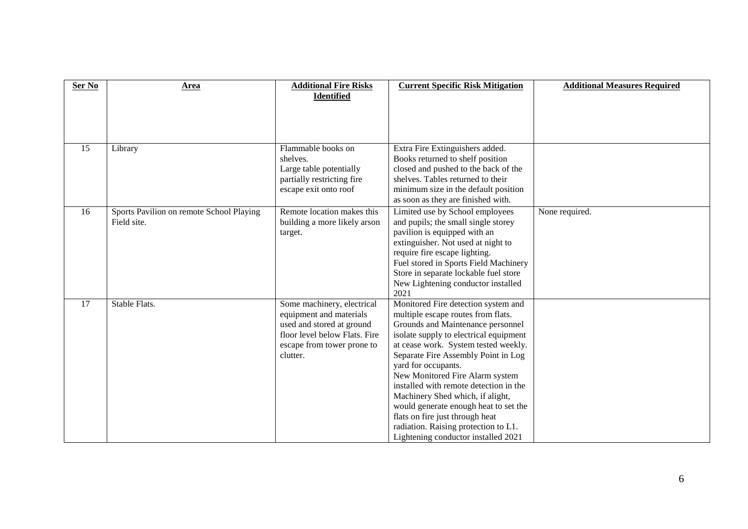| Ser No | Area | Additional Fire Risks Identified | Current Specific Risk Mitigation | Additional Measures Required |
|---|---|---|---|---|
| 15 | Library | Flammable books on shelves. Large table potentially partially restricting fire escape exit onto roof | Extra Fire Extinguishers added. Books returned to shelf position closed and pushed to the back of the shelves. Tables returned to their minimum size in the default position as soon as they are finished with. | |
| 16 | Sports Pavilion on remote School Playing Field site. | Remote location makes this building a more likely arson target. | Limited use by School employees and pupils; the small single storey pavilion is equipped with an extinguisher. Not used at night to require fire escape lighting. Fuel stored in Sports Field Machinery Store in separate lockable fuel store New Lightening conductor installed 2021 | None required. |
| 17 | Stable Flats. | Some machinery, electrical equipment and materials used and stored at ground floor level below Flats. Fire escape from tower prone to clutter. | Monitored Fire detection system and multiple escape routes from flats. Grounds and Maintenance personnel isolate supply to electrical equipment at cease work. System tested weekly. Separate Fire Assembly Point in Log yard for occupants. New Monitored Fire Alarm system installed with remote detection in the Machinery Shed which, if alight, would generate enough heat to set the flats on fire just through heat radiation. Raising protection to L1. Lightening conductor installed 2021 | |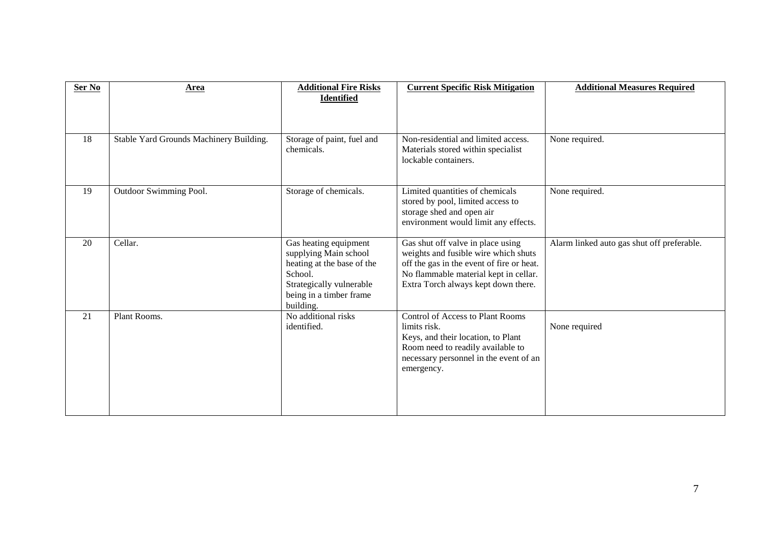| Ser No | Area | Additional Fire Risks Identified | Current Specific Risk Mitigation | Additional Measures Required |
|---|---|---|---|---|
| 18 | Stable Yard Grounds Machinery Building. | Storage of paint, fuel and chemicals. | Non-residential and limited access. Materials stored within specialist lockable containers. | None required. |
| 19 | Outdoor Swimming Pool. | Storage of chemicals. | Limited quantities of chemicals stored by pool, limited access to storage shed and open air environment would limit any effects. | None required. |
| 20 | Cellar. | Gas heating equipment supplying Main school heating at the base of the School. Strategically vulnerable being in a timber frame building. | Gas shut off valve in place using weights and fusible wire which shuts off the gas in the event of fire or heat. No flammable material kept in cellar. Extra Torch always kept down there. | Alarm linked auto gas shut off preferable. |
| 21 | Plant Rooms. | No additional risks identified. | Control of Access to Plant Rooms limits risk. Keys, and their location, to Plant Room need to readily available to necessary personnel in the event of an emergency. | None required |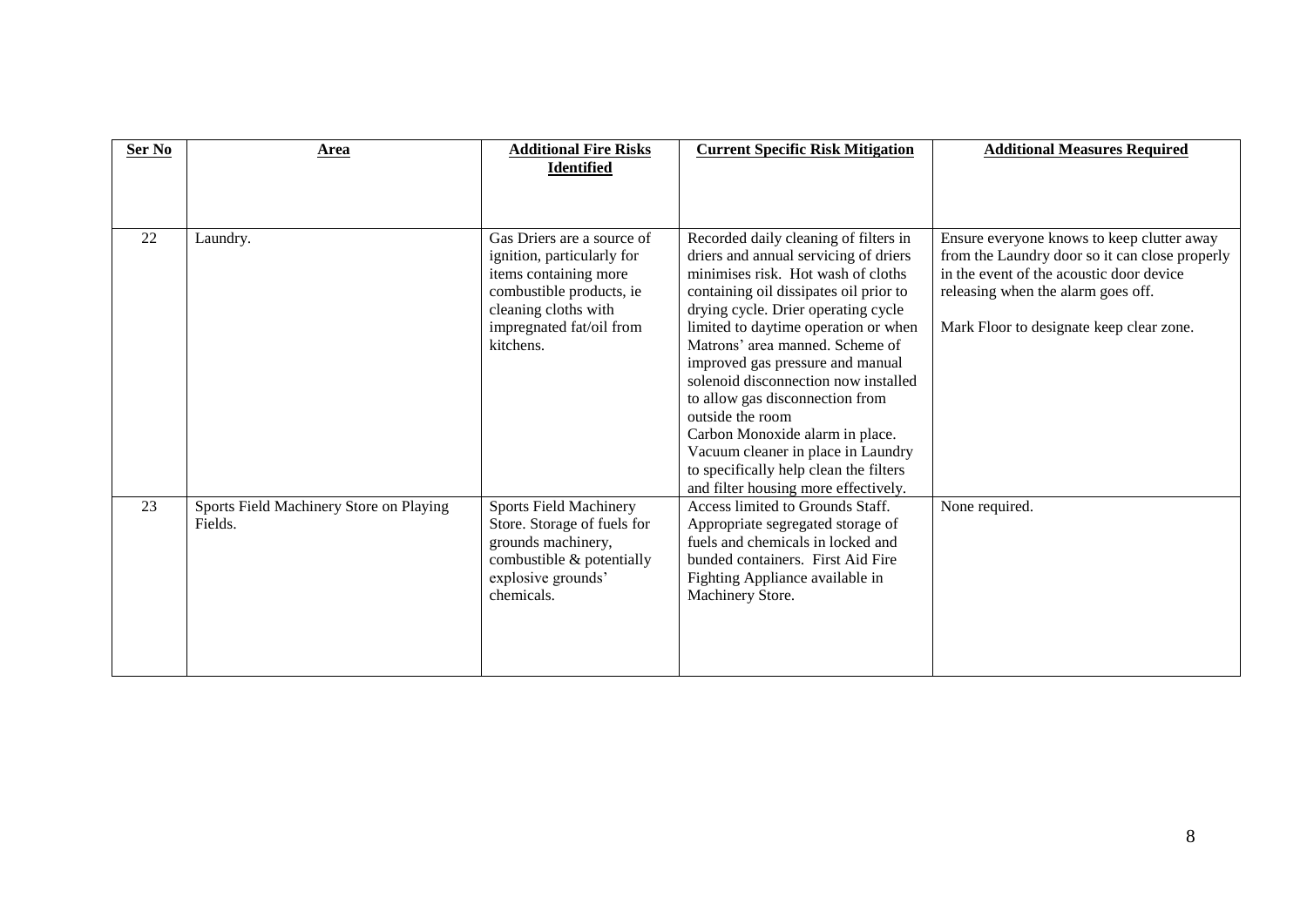| Ser No | Area | Additional Fire Risks Identified | Current Specific Risk Mitigation | Additional Measures Required |
|---|---|---|---|---|
| 22 | Laundry. | Gas Driers are a source of ignition, particularly for items containing more combustible products, ie cleaning cloths with impregnated fat/oil from kitchens. | Recorded daily cleaning of filters in driers and annual servicing of driers minimises risk. Hot wash of cloths containing oil dissipates oil prior to drying cycle. Drier operating cycle limited to daytime operation or when Matrons' area manned. Scheme of improved gas pressure and manual solenoid disconnection now installed to allow gas disconnection from outside the room<br>Carbon Monoxide alarm in place.<br>Vacuum cleaner in place in Laundry to specifically help clean the filters and filter housing more effectively. | Ensure everyone knows to keep clutter away from the Laundry door so it can close properly in the event of the acoustic door device releasing when the alarm goes off.<br><br>Mark Floor to designate keep clear zone. |
| 23 | Sports Field Machinery Store on Playing Fields. | Sports Field Machinery Store. Storage of fuels for grounds machinery, combustible & potentially explosive grounds' chemicals. | Access limited to Grounds Staff. Appropriate segregated storage of fuels and chemicals in locked and bunded containers. First Aid Fire Fighting Appliance available in Machinery Store. | None required. |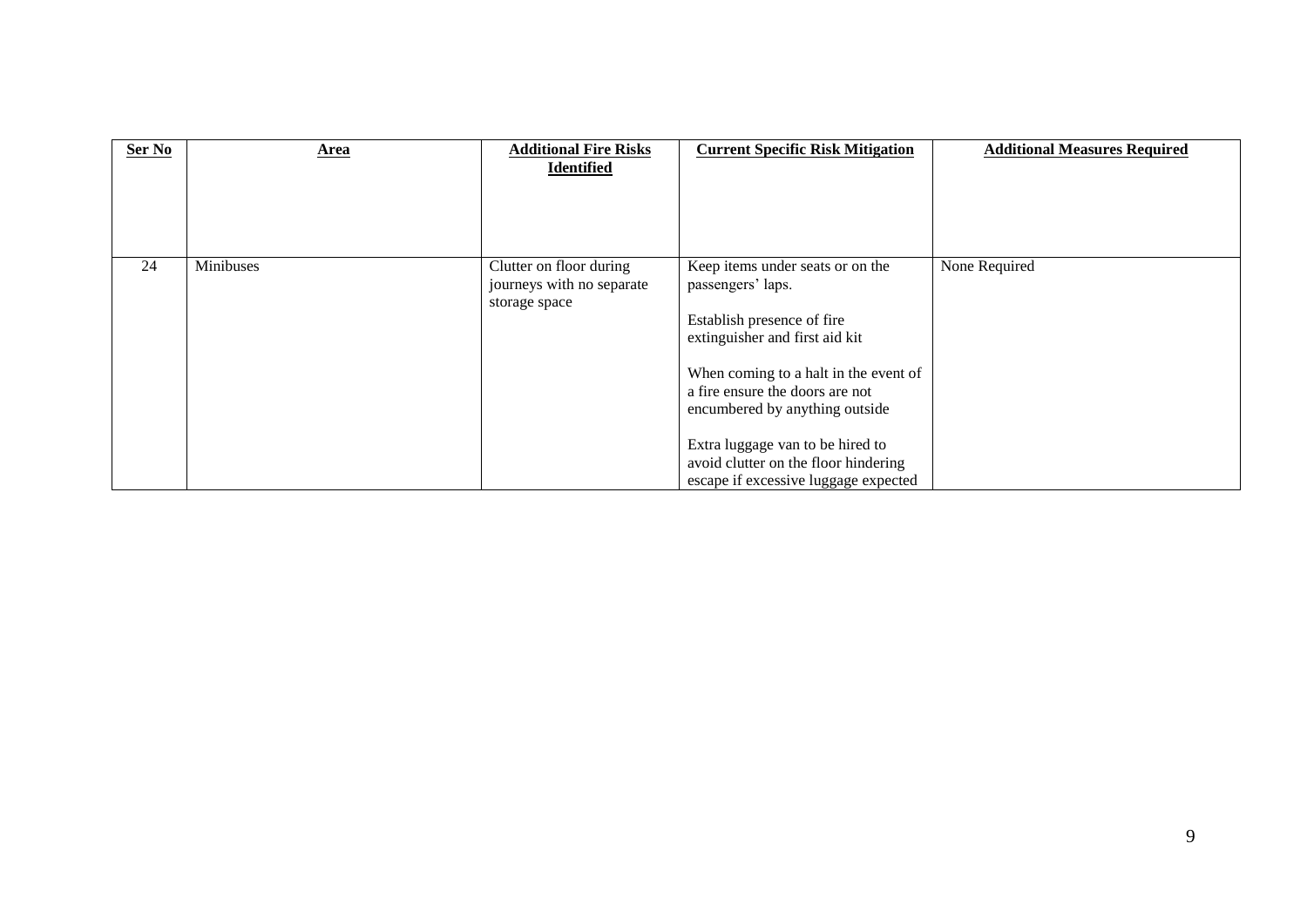| Ser No | Area | Additional Fire Risks Identified | Current Specific Risk Mitigation | Additional Measures Required |
|---|---|---|---|---|
| 24 | Minibuses | Clutter on floor during journeys with no separate storage space | Keep items under seats or on the passengers' laps.<br><br>Establish presence of fire extinguisher and first aid kit<br><br>When coming to a halt in the event of a fire ensure the doors are not encumbered by anything outside<br><br>Extra luggage van to be hired to avoid clutter on the floor hindering escape if excessive luggage expected | None Required |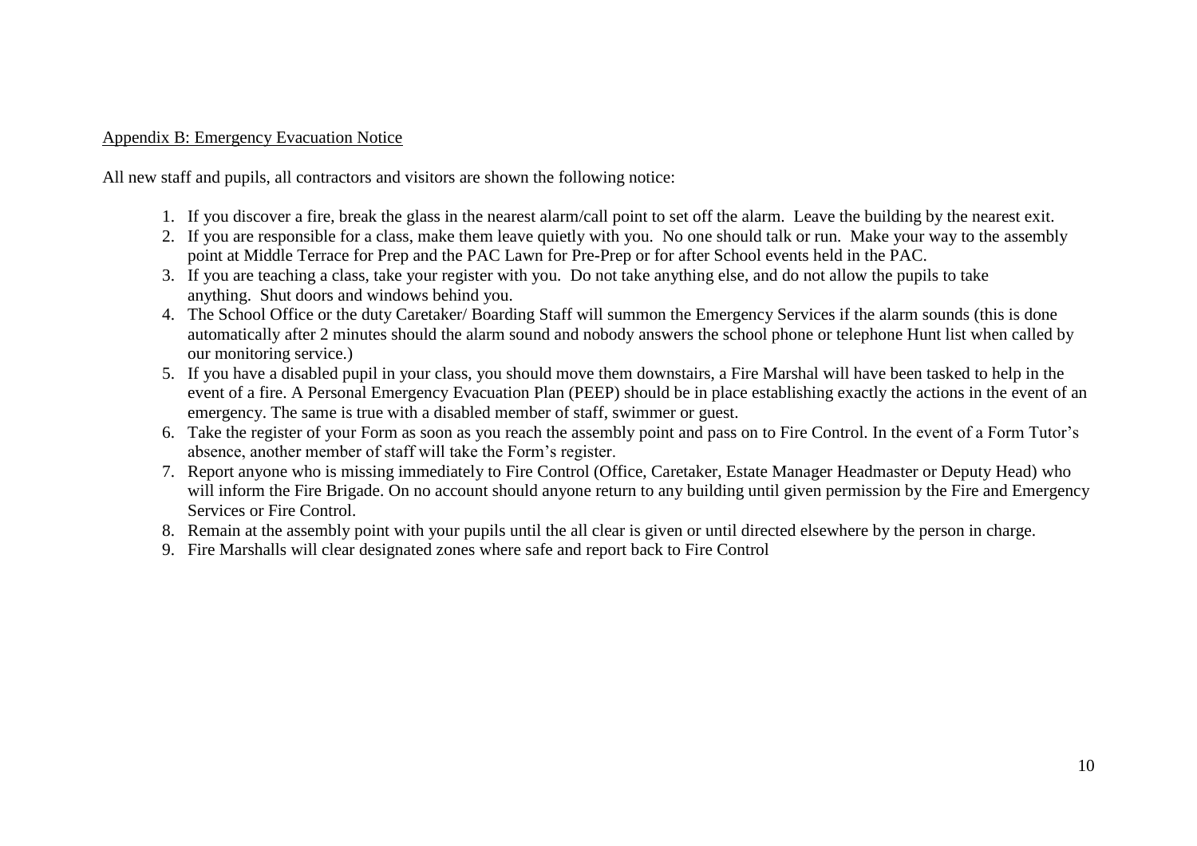Appendix B: Emergency Evacuation Notice

All new staff and pupils, all contractors and visitors are shown the following notice:

1. If you discover a fire, break the glass in the nearest alarm/call point to set off the alarm. Leave the building by the nearest exit.
2. If you are responsible for a class, make them leave quietly with you. No one should talk or run. Make your way to the assembly point at Middle Terrace for Prep and the PAC Lawn for Pre-Prep or for after School events held in the PAC.
3. If you are teaching a class, take your register with you. Do not take anything else, and do not allow the pupils to take anything. Shut doors and windows behind you.
4. The School Office or the duty Caretaker/ Boarding Staff will summon the Emergency Services if the alarm sounds (this is done automatically after 2 minutes should the alarm sound and nobody answers the school phone or telephone Hunt list when called by our monitoring service.)
5. If you have a disabled pupil in your class, you should move them downstairs, a Fire Marshal will have been tasked to help in the event of a fire. A Personal Emergency Evacuation Plan (PEEP) should be in place establishing exactly the actions in the event of an emergency. The same is true with a disabled member of staff, swimmer or guest.
6. Take the register of your Form as soon as you reach the assembly point and pass on to Fire Control. In the event of a Form Tutor's absence, another member of staff will take the Form's register.
7. Report anyone who is missing immediately to Fire Control (Office, Caretaker, Estate Manager Headmaster or Deputy Head) who will inform the Fire Brigade. On no account should anyone return to any building until given permission by the Fire and Emergency Services or Fire Control.
8. Remain at the assembly point with your pupils until the all clear is given or until directed elsewhere by the person in charge.
9. Fire Marshalls will clear designated zones where safe and report back to Fire Control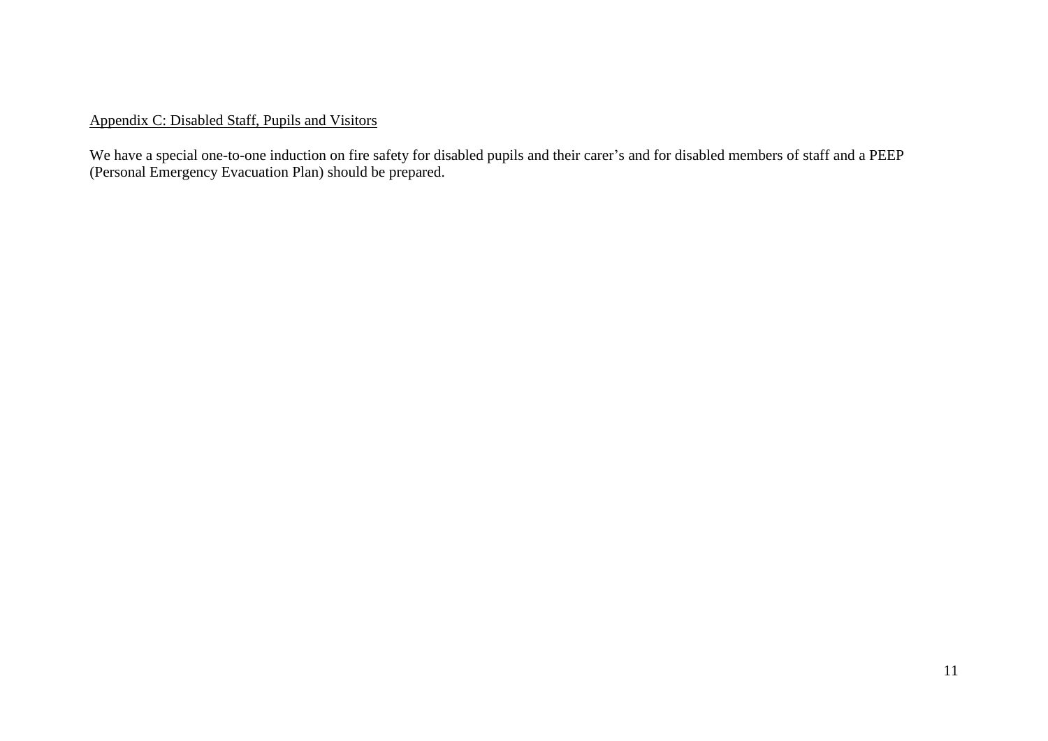## Appendix C: Disabled Staff, Pupils and Visitors

We have a special one-to-one induction on fire safety for disabled pupils and their carer's and for disabled members of staff and a PEEP (Personal Emergency Evacuation Plan) should be prepared.